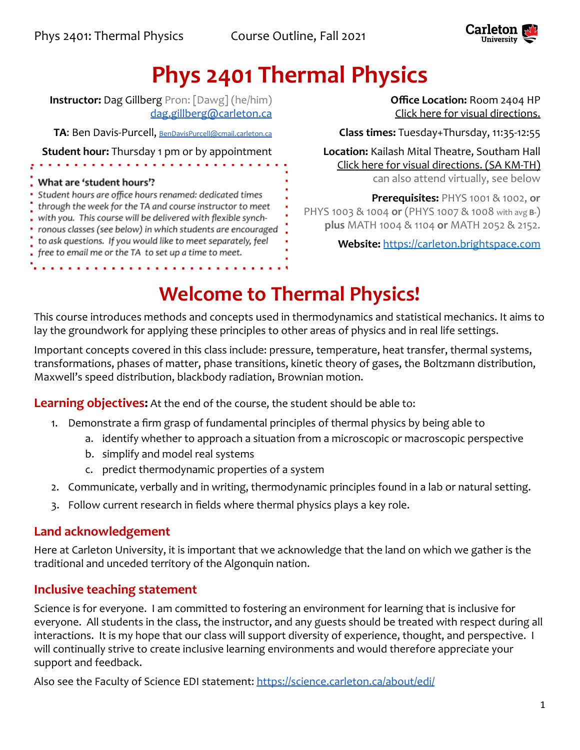# Phys 2401 Thermal Physics

**Instructor:** Dag Gillberg Pron: [Dawg] (he/him)
dag.gillberg@carleton.ca

**TA**: Ben Davis-Purcell, BenDavisPurcell@cmail.carleton.ca

**Student hour:** Thursday 1 pm or by appointment

> **What are 'student hours'?**
> *Student hours are office hours renamed: dedicated times through the week for the TA and course instructor to meet with you. This course will be delivered with flexible synchronous classes (see below) in which students are encouraged to ask questions. If you would like to meet separately, feel free to email me or the TA to set up a time to meet.*

**Office Location:** Room 2404 HP
Click here for visual directions.

**Class times:** Tuesday+Thursday, 11:35-12:55

**Location:** Kailash Mital Theatre, Southam Hall
Click here for visual directions. (SA KM-TH)
can also attend virtually, see below

**Prerequisites:** PHYS 1001 & 1002, **or** PHYS 1003 & 1004 **or** (PHYS 1007 & 1008 with avg **B-**) **plus** MATH 1004 & 1104 **or** MATH 2052 & 2152.

**Website:** https://carleton.brightspace.com

# Welcome to Thermal Physics!

This course introduces methods and concepts used in thermodynamics and statistical mechanics. It aims to lay the groundwork for applying these principles to other areas of physics and in real life settings.

Important concepts covered in this class include: pressure, temperature, heat transfer, thermal systems, transformations, phases of matter, phase transitions, kinetic theory of gases, the Boltzmann distribution, Maxwell's speed distribution, blackbody radiation, Brownian motion.

**Learning objectives:** At the end of the course, the student should be able to:

1. Demonstrate a firm grasp of fundamental principles of thermal physics by being able to
   a. identify whether to approach a situation from a microscopic or macroscopic perspective
   b. simplify and model real systems
   c. predict thermodynamic properties of a system
2. Communicate, verbally and in writing, thermodynamic principles found in a lab or natural setting.
3. Follow current research in fields where thermal physics plays a key role.

## Land acknowledgement

Here at Carleton University, it is important that we acknowledge that the land on which we gather is the traditional and unceded territory of the Algonquin nation.

## Inclusive teaching statement

Science is for everyone. I am committed to fostering an environment for learning that is inclusive for everyone. All students in the class, the instructor, and any guests should be treated with respect during all interactions. It is my hope that our class will support diversity of experience, thought, and perspective. I will continually strive to create inclusive learning environments and would therefore appreciate your support and feedback.

Also see the Faculty of Science EDI statement: https://science.carleton.ca/about/edi/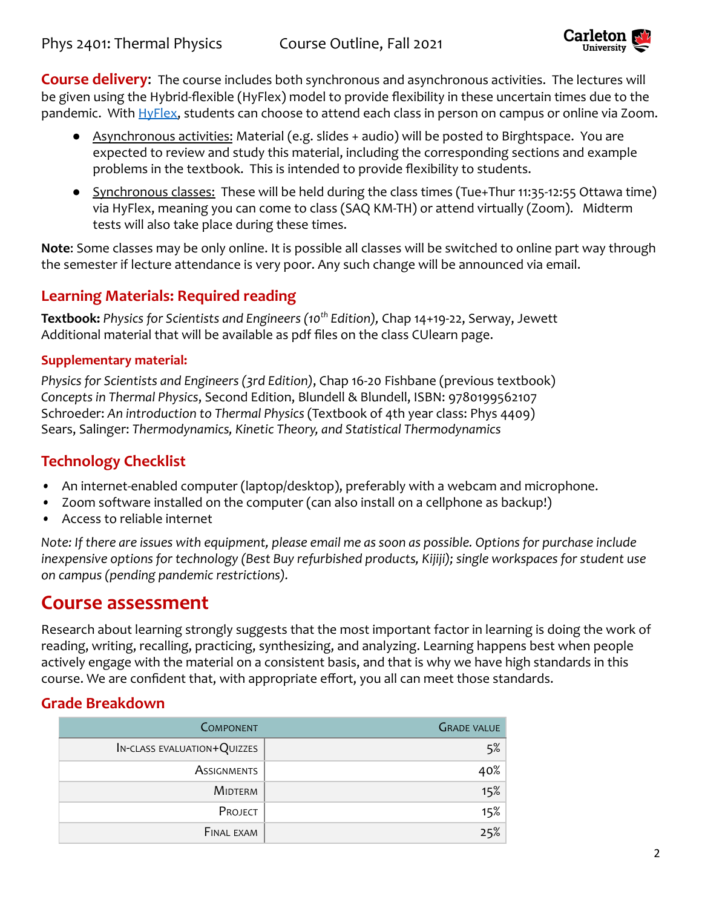**Course delivery**: The course includes both synchronous and asynchronous activities. The lectures will be given using the Hybrid-flexible (HyFlex) model to provide flexibility in these uncertain times due to the pandemic. With HyFlex, students can choose to attend each class in person on campus or online via Zoom.

- Asynchronous activities: Material (e.g. slides + audio) will be posted to Birghtspace. You are expected to review and study this material, including the corresponding sections and example problems in the textbook. This is intended to provide flexibility to students.
- Synchronous classes: These will be held during the class times (Tue+Thur 11:35-12:55 Ottawa time) via HyFlex, meaning you can come to class (SAQ KM-TH) or attend virtually (Zoom). Midterm tests will also take place during these times.

**Note**: Some classes may be only online. It is possible all classes will be switched to online part way through the semester if lecture attendance is very poor. Any such change will be announced via email.

## Learning Materials: Required reading

**Textbook:** *Physics for Scientists and Engineers (10th Edition)*, Chap 14+19-22, Serway, Jewett
Additional material that will be available as pdf files on the class CUlearn page.

### Supplementary material:

*Physics for Scientists and Engineers (3rd Edition)*, Chap 16-20 Fishbane (previous textbook)
*Concepts in Thermal Physics*, Second Edition, Blundell & Blundell, ISBN: 9780199562107
Schroeder: *An introduction to Thermal Physics* (Textbook of 4th year class: Phys 4409)
Sears, Salinger: *Thermodynamics, Kinetic Theory, and Statistical Thermodynamics*

## Technology Checklist

- An internet-enabled computer (laptop/desktop), preferably with a webcam and microphone.
- Zoom software installed on the computer (can also install on a cellphone as backup!)
- Access to reliable internet

*Note: If there are issues with equipment, please email me as soon as possible. Options for purchase include inexpensive options for technology (Best Buy refurbished products, Kijiji); single workspaces for student use on campus (pending pandemic restrictions).*

# Course assessment

Research about learning strongly suggests that the most important factor in learning is doing the work of reading, writing, recalling, practicing, synthesizing, and analyzing. Learning happens best when people actively engage with the material on a consistent basis, and that is why we have high standards in this course. We are confident that, with appropriate effort, you all can meet those standards.

## Grade Breakdown

| Component | Grade value |
|---:|---:|
| In-class evaluation+Quizzes | 5% |
| Assignments | 40% |
| Midterm | 15% |
| Project | 15% |
| Final exam | 25% |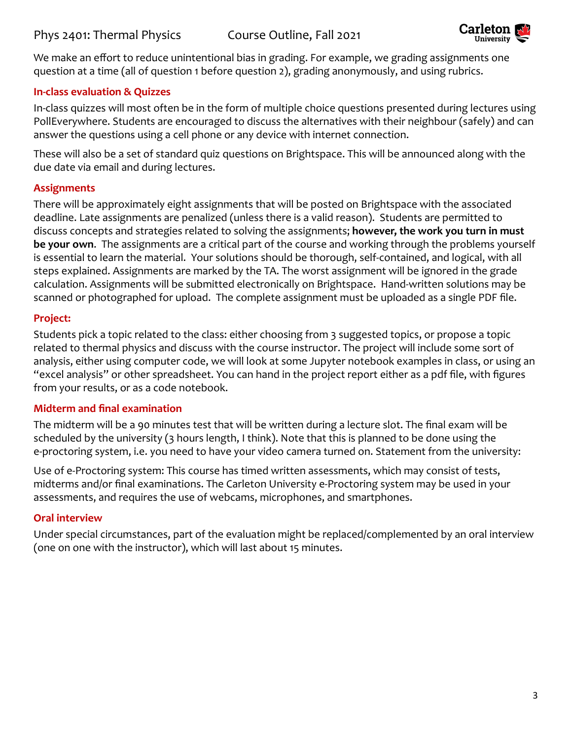We make an effort to reduce unintentional bias in grading. For example, we grading assignments one question at a time (all of question 1 before question 2), grading anonymously, and using rubrics.

### In-class evaluation & Quizzes

In-class quizzes will most often be in the form of multiple choice questions presented during lectures using PollEverywhere. Students are encouraged to discuss the alternatives with their neighbour (safely) and can answer the questions using a cell phone or any device with internet connection.

These will also be a set of standard quiz questions on Brightspace. This will be announced along with the due date via email and during lectures.

### Assignments

There will be approximately eight assignments that will be posted on Brightspace with the associated deadline. Late assignments are penalized (unless there is a valid reason). Students are permitted to discuss concepts and strategies related to solving the assignments; **however, the work you turn in must be your own**. The assignments are a critical part of the course and working through the problems yourself is essential to learn the material. Your solutions should be thorough, self-contained, and logical, with all steps explained. Assignments are marked by the TA. The worst assignment will be ignored in the grade calculation. Assignments will be submitted electronically on Brightspace. Hand-written solutions may be scanned or photographed for upload. The complete assignment must be uploaded as a single PDF file.

### Project:

Students pick a topic related to the class: either choosing from 3 suggested topics, or propose a topic related to thermal physics and discuss with the course instructor. The project will include some sort of analysis, either using computer code, we will look at some Jupyter notebook examples in class, or using an "excel analysis" or other spreadsheet. You can hand in the project report either as a pdf file, with figures from your results, or as a code notebook.

### Midterm and final examination

The midterm will be a 90 minutes test that will be written during a lecture slot. The final exam will be scheduled by the university (3 hours length, I think). Note that this is planned to be done using the e-proctoring system, i.e. you need to have your video camera turned on. Statement from the university:

Use of e-Proctoring system: This course has timed written assessments, which may consist of tests, midterms and/or final examinations. The Carleton University e-Proctoring system may be used in your assessments, and requires the use of webcams, microphones, and smartphones.

### Oral interview

Under special circumstances, part of the evaluation might be replaced/complemented by an oral interview (one on one with the instructor), which will last about 15 minutes.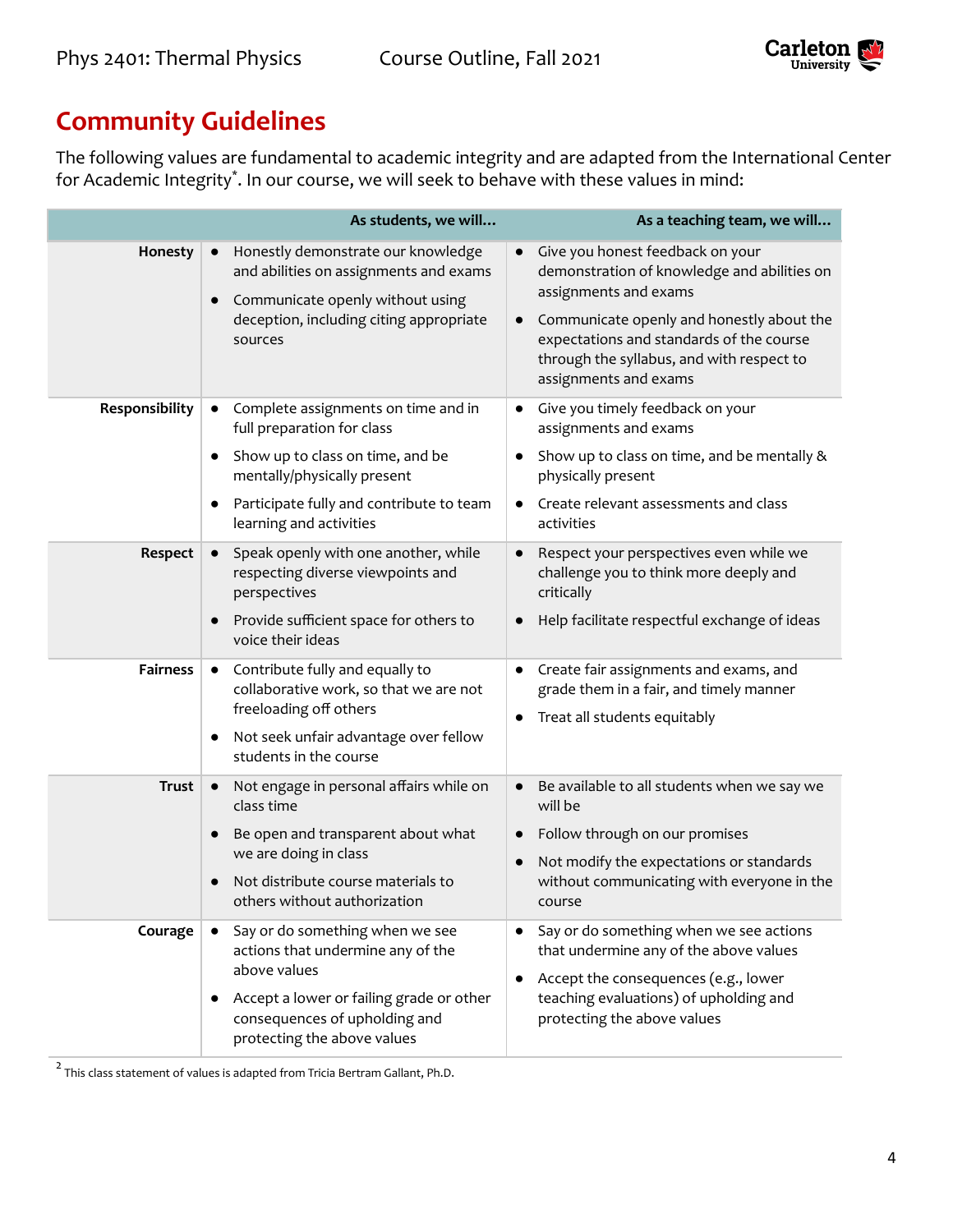# Community Guidelines

The following values are fundamental to academic integrity and are adapted from the International Center for Academic Integrity*. In our course, we will seek to behave with these values in mind:

| | As students, we will... | As a teaching team, we will... |
|---|---|---|
| **Honesty** | • Honestly demonstrate our knowledge and abilities on assignments and exams<br>• Communicate openly without using deception, including citing appropriate sources | • Give you honest feedback on your demonstration of knowledge and abilities on assignments and exams<br>• Communicate openly and honestly about the expectations and standards of the course through the syllabus, and with respect to assignments and exams |
| **Responsibility** | • Complete assignments on time and in full preparation for class<br>• Show up to class on time, and be mentally/physically present<br>• Participate fully and contribute to team learning and activities | • Give you timely feedback on your assignments and exams<br>• Show up to class on time, and be mentally & physically present<br>• Create relevant assessments and class activities |
| **Respect** | • Speak openly with one another, while respecting diverse viewpoints and perspectives<br>• Provide sufficient space for others to voice their ideas | • Respect your perspectives even while we challenge you to think more deeply and critically<br>• Help facilitate respectful exchange of ideas |
| **Fairness** | • Contribute fully and equally to collaborative work, so that we are not freeloading off others<br>• Not seek unfair advantage over fellow students in the course | • Create fair assignments and exams, and grade them in a fair, and timely manner<br>• Treat all students equitably |
| **Trust** | • Not engage in personal affairs while on class time<br>• Be open and transparent about what we are doing in class<br>• Not distribute course materials to others without authorization | • Be available to all students when we say we will be<br>• Follow through on our promises<br>• Not modify the expectations or standards without communicating with everyone in the course |
| **Courage** | • Say or do something when we see actions that undermine any of the above values<br>• Accept a lower or failing grade or other consequences of upholding and protecting the above values | • Say or do something when we see actions that undermine any of the above values<br>• Accept the consequences (e.g., lower teaching evaluations) of upholding and protecting the above values |

[2] This class statement of values is adapted from Tricia Bertram Gallant, Ph.D.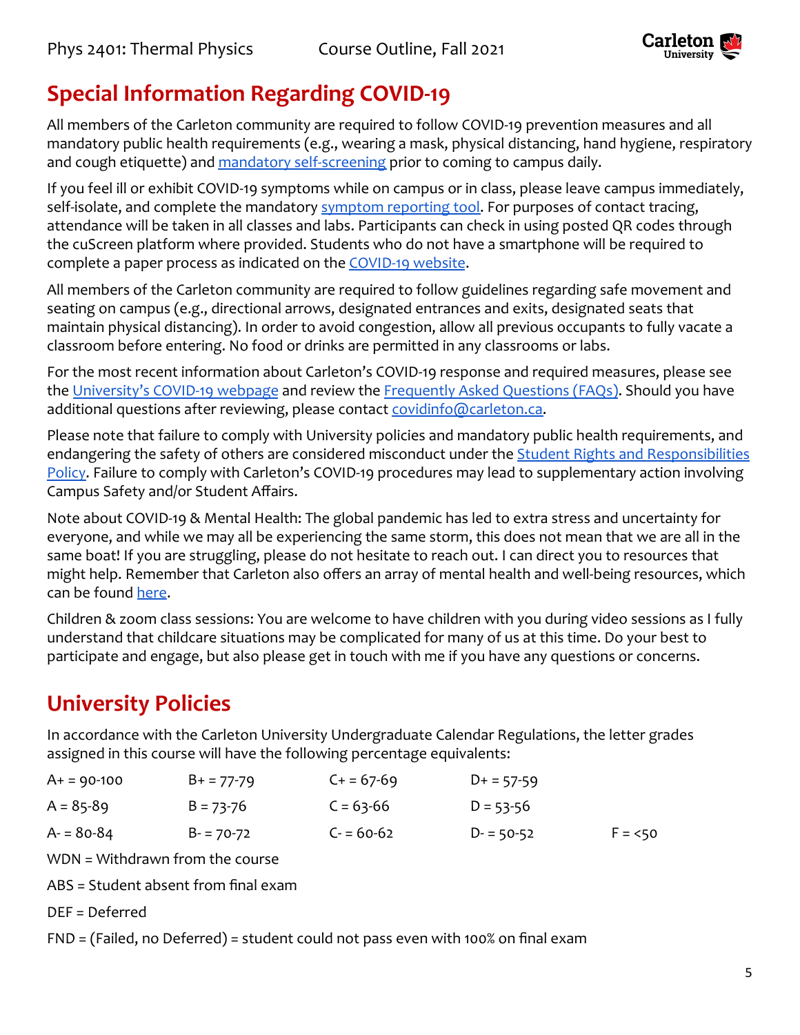## Special Information Regarding COVID-19

All members of the Carleton community are required to follow COVID-19 prevention measures and all mandatory public health requirements (e.g., wearing a mask, physical distancing, hand hygiene, respiratory and cough etiquette) and mandatory self-screening prior to coming to campus daily.

If you feel ill or exhibit COVID-19 symptoms while on campus or in class, please leave campus immediately, self-isolate, and complete the mandatory symptom reporting tool. For purposes of contact tracing, attendance will be taken in all classes and labs. Participants can check in using posted QR codes through the cuScreen platform where provided. Students who do not have a smartphone will be required to complete a paper process as indicated on the COVID-19 website.

All members of the Carleton community are required to follow guidelines regarding safe movement and seating on campus (e.g., directional arrows, designated entrances and exits, designated seats that maintain physical distancing). In order to avoid congestion, allow all previous occupants to fully vacate a classroom before entering. No food or drinks are permitted in any classrooms or labs.

For the most recent information about Carleton's COVID-19 response and required measures, please see the University's COVID-19 webpage and review the Frequently Asked Questions (FAQs). Should you have additional questions after reviewing, please contact covidinfo@carleton.ca.

Please note that failure to comply with University policies and mandatory public health requirements, and endangering the safety of others are considered misconduct under the Student Rights and Responsibilities Policy. Failure to comply with Carleton's COVID-19 procedures may lead to supplementary action involving Campus Safety and/or Student Affairs.

Note about COVID-19 & Mental Health: The global pandemic has led to extra stress and uncertainty for everyone, and while we may all be experiencing the same storm, this does not mean that we are all in the same boat! If you are struggling, please do not hesitate to reach out. I can direct you to resources that might help. Remember that Carleton also offers an array of mental health and well-being resources, which can be found here.

Children & zoom class sessions: You are welcome to have children with you during video sessions as I fully understand that childcare situations may be complicated for many of us at this time. Do your best to participate and engage, but also please get in touch with me if you have any questions or concerns.

## University Policies

In accordance with the Carleton University Undergraduate Calendar Regulations, the letter grades assigned in this course will have the following percentage equivalents:

| | | | | |
|---|---|---|---|---|
| A+ = 90-100 | B+ = 77-79 | C+ = 67-69 | D+ = 57-59 | |
| A = 85-89 | B = 73-76 | C = 63-66 | D = 53-56 | |
| A- = 80-84 | B- = 70-72 | C- = 60-62 | D- = 50-52 | F = <50 |

WDN = Withdrawn from the course

ABS = Student absent from final exam

DEF = Deferred

FND = (Failed, no Deferred) = student could not pass even with 100% on final exam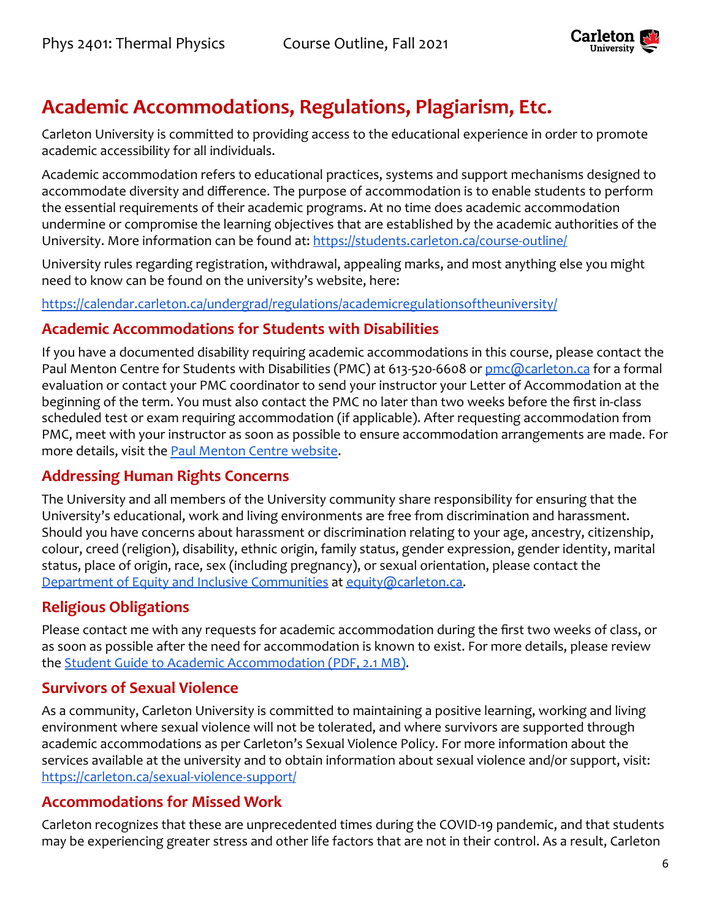# Academic Accommodations, Regulations, Plagiarism, Etc.

Carleton University is committed to providing access to the educational experience in order to promote academic accessibility for all individuals.

Academic accommodation refers to educational practices, systems and support mechanisms designed to accommodate diversity and difference. The purpose of accommodation is to enable students to perform the essential requirements of their academic programs. At no time does academic accommodation undermine or compromise the learning objectives that are established by the academic authorities of the University. More information can be found at: https://students.carleton.ca/course-outline/

University rules regarding registration, withdrawal, appealing marks, and most anything else you might need to know can be found on the university's website, here:

https://calendar.carleton.ca/undergrad/regulations/academicregulationsoftheuniversity/

## Academic Accommodations for Students with Disabilities

If you have a documented disability requiring academic accommodations in this course, please contact the Paul Menton Centre for Students with Disabilities (PMC) at 613-520-6608 or pmc@carleton.ca for a formal evaluation or contact your PMC coordinator to send your instructor your Letter of Accommodation at the beginning of the term. You must also contact the PMC no later than two weeks before the first in-class scheduled test or exam requiring accommodation (if applicable). After requesting accommodation from PMC, meet with your instructor as soon as possible to ensure accommodation arrangements are made. For more details, visit the Paul Menton Centre website.

## Addressing Human Rights Concerns

The University and all members of the University community share responsibility for ensuring that the University's educational, work and living environments are free from discrimination and harassment. Should you have concerns about harassment or discrimination relating to your age, ancestry, citizenship, colour, creed (religion), disability, ethnic origin, family status, gender expression, gender identity, marital status, place of origin, race, sex (including pregnancy), or sexual orientation, please contact the Department of Equity and Inclusive Communities at equity@carleton.ca.

## Religious Obligations

Please contact me with any requests for academic accommodation during the first two weeks of class, or as soon as possible after the need for accommodation is known to exist. For more details, please review the Student Guide to Academic Accommodation (PDF, 2.1 MB).

## Survivors of Sexual Violence

As a community, Carleton University is committed to maintaining a positive learning, working and living environment where sexual violence will not be tolerated, and where survivors are supported through academic accommodations as per Carleton's Sexual Violence Policy. For more information about the services available at the university and to obtain information about sexual violence and/or support, visit: https://carleton.ca/sexual-violence-support/

## Accommodations for Missed Work

Carleton recognizes that these are unprecedented times during the COVID-19 pandemic, and that students may be experiencing greater stress and other life factors that are not in their control. As a result, Carleton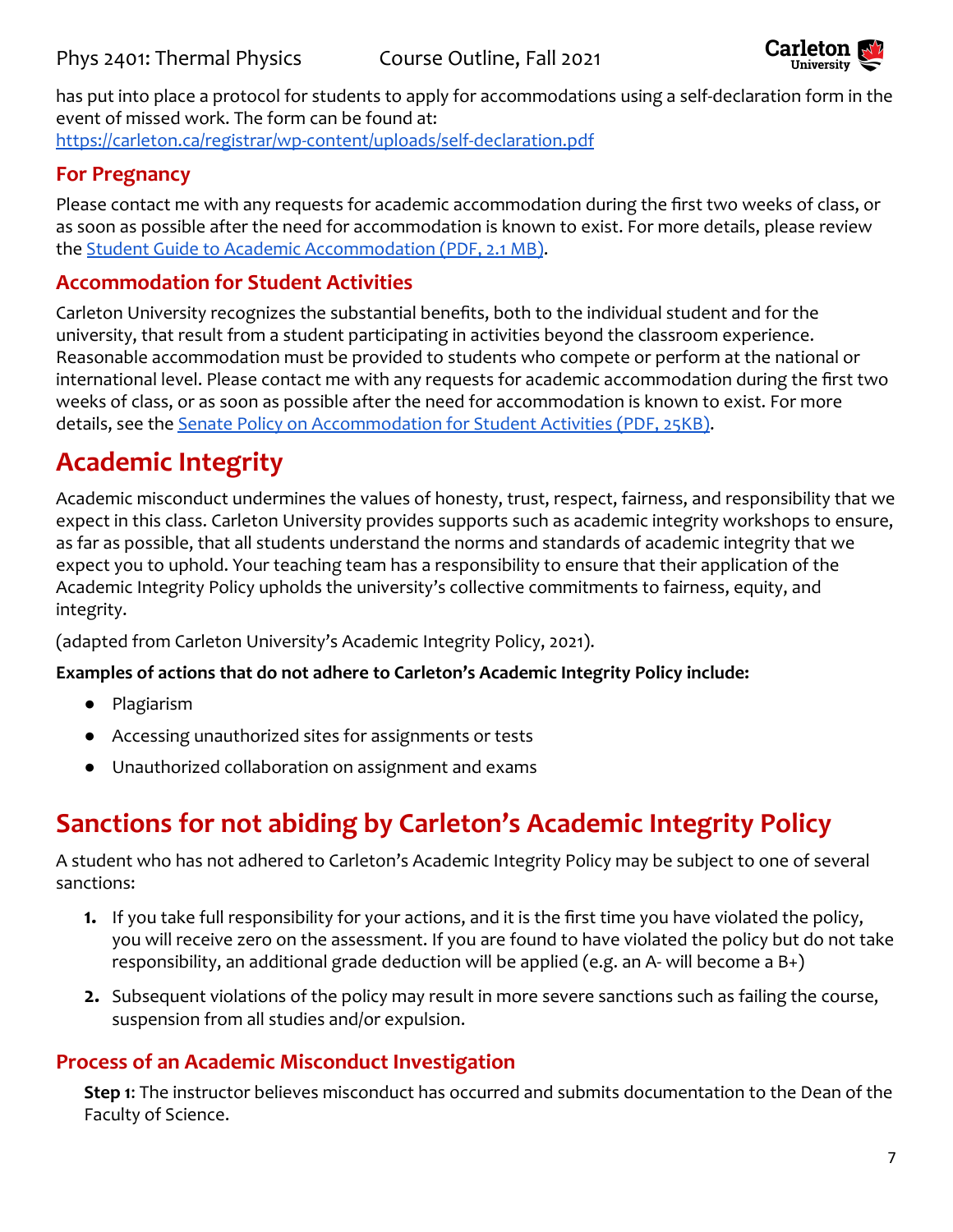has put into place a protocol for students to apply for accommodations using a self-declaration form in the event of missed work. The form can be found at:
https://carleton.ca/registrar/wp-content/uploads/self-declaration.pdf

### For Pregnancy

Please contact me with any requests for academic accommodation during the first two weeks of class, or as soon as possible after the need for accommodation is known to exist. For more details, please review the Student Guide to Academic Accommodation (PDF, 2.1 MB).

### Accommodation for Student Activities

Carleton University recognizes the substantial benefits, both to the individual student and for the university, that result from a student participating in activities beyond the classroom experience. Reasonable accommodation must be provided to students who compete or perform at the national or international level. Please contact me with any requests for academic accommodation during the first two weeks of class, or as soon as possible after the need for accommodation is known to exist. For more details, see the Senate Policy on Accommodation for Student Activities (PDF, 25KB).

## Academic Integrity

Academic misconduct undermines the values of honesty, trust, respect, fairness, and responsibility that we expect in this class. Carleton University provides supports such as academic integrity workshops to ensure, as far as possible, that all students understand the norms and standards of academic integrity that we expect you to uphold. Your teaching team has a responsibility to ensure that their application of the Academic Integrity Policy upholds the university's collective commitments to fairness, equity, and integrity.

(adapted from Carleton University's Academic Integrity Policy, 2021).

**Examples of actions that do not adhere to Carleton's Academic Integrity Policy include:**

- Plagiarism
- Accessing unauthorized sites for assignments or tests
- Unauthorized collaboration on assignment and exams

## Sanctions for not abiding by Carleton's Academic Integrity Policy

A student who has not adhered to Carleton's Academic Integrity Policy may be subject to one of several sanctions:

1. If you take full responsibility for your actions, and it is the first time you have violated the policy, you will receive zero on the assessment. If you are found to have violated the policy but do not take responsibility, an additional grade deduction will be applied (e.g. an A- will become a B+)
2. Subsequent violations of the policy may result in more severe sanctions such as failing the course, suspension from all studies and/or expulsion.

### Process of an Academic Misconduct Investigation

**Step 1**: The instructor believes misconduct has occurred and submits documentation to the Dean of the Faculty of Science.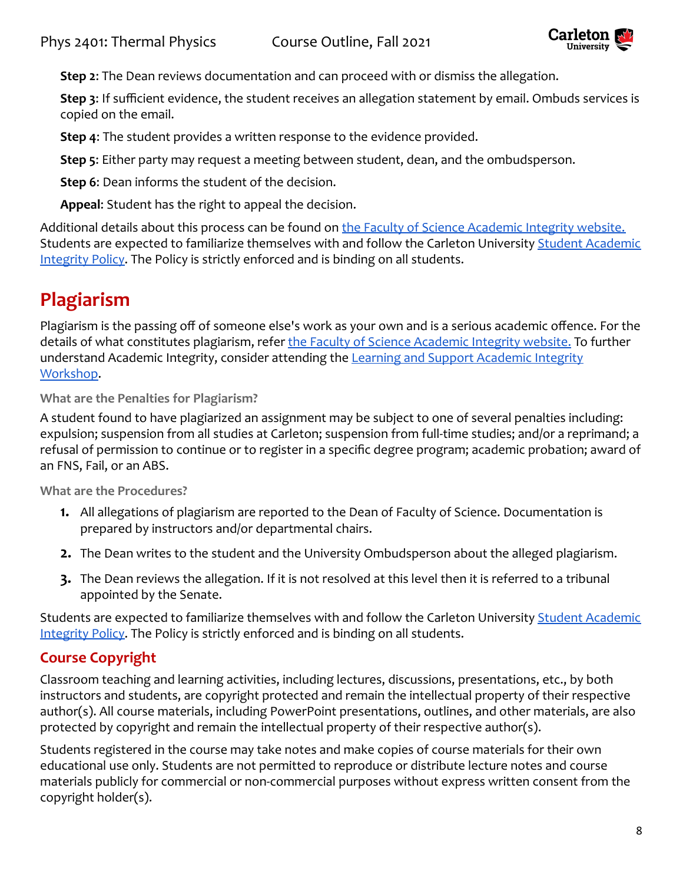**Step 2**: The Dean reviews documentation and can proceed with or dismiss the allegation.

**Step 3**: If sufficient evidence, the student receives an allegation statement by email. Ombuds services is copied on the email.

**Step 4**: The student provides a written response to the evidence provided.

**Step 5**: Either party may request a meeting between student, dean, and the ombudsperson.

**Step 6**: Dean informs the student of the decision.

**Appeal**: Student has the right to appeal the decision.

Additional details about this process can be found on the Faculty of Science Academic Integrity website. Students are expected to familiarize themselves with and follow the Carleton University Student Academic Integrity Policy. The Policy is strictly enforced and is binding on all students.

# Plagiarism

Plagiarism is the passing off of someone else's work as your own and is a serious academic offence. For the details of what constitutes plagiarism, refer the Faculty of Science Academic Integrity website. To further understand Academic Integrity, consider attending the Learning and Support Academic Integrity Workshop.

### What are the Penalties for Plagiarism?

A student found to have plagiarized an assignment may be subject to one of several penalties including: expulsion; suspension from all studies at Carleton; suspension from full-time studies; and/or a reprimand; a refusal of permission to continue or to register in a specific degree program; academic probation; award of an FNS, Fail, or an ABS.

### What are the Procedures?

1. All allegations of plagiarism are reported to the Dean of Faculty of Science. Documentation is prepared by instructors and/or departmental chairs.
2. The Dean writes to the student and the University Ombudsperson about the alleged plagiarism.
3. The Dean reviews the allegation. If it is not resolved at this level then it is referred to a tribunal appointed by the Senate.

Students are expected to familiarize themselves with and follow the Carleton University Student Academic Integrity Policy. The Policy is strictly enforced and is binding on all students.

## Course Copyright

Classroom teaching and learning activities, including lectures, discussions, presentations, etc., by both instructors and students, are copyright protected and remain the intellectual property of their respective author(s). All course materials, including PowerPoint presentations, outlines, and other materials, are also protected by copyright and remain the intellectual property of their respective author(s).

Students registered in the course may take notes and make copies of course materials for their own educational use only. Students are not permitted to reproduce or distribute lecture notes and course materials publicly for commercial or non-commercial purposes without express written consent from the copyright holder(s).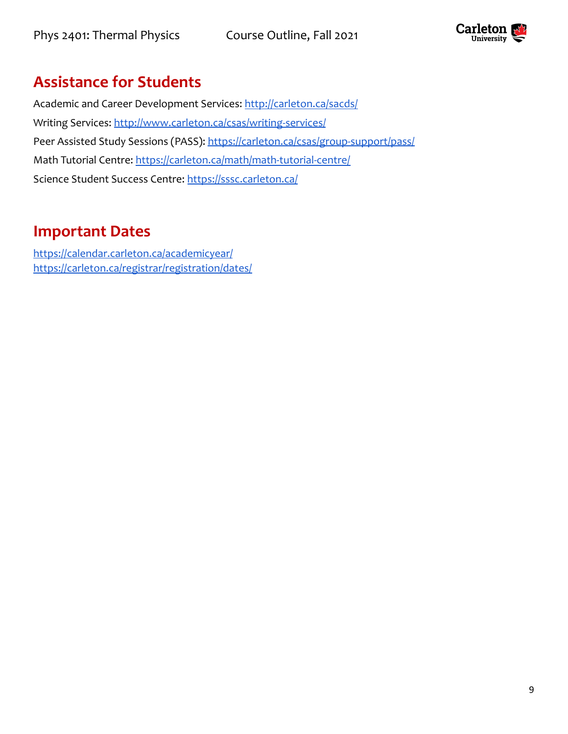## Assistance for Students

Academic and Career Development Services: http://carleton.ca/sacds/

Writing Services: http://www.carleton.ca/csas/writing-services/

Peer Assisted Study Sessions (PASS): https://carleton.ca/csas/group-support/pass/

Math Tutorial Centre: https://carleton.ca/math/math-tutorial-centre/

Science Student Success Centre: https://sssc.carleton.ca/

## Important Dates

https://calendar.carleton.ca/academicyear/
https://carleton.ca/registrar/registration/dates/